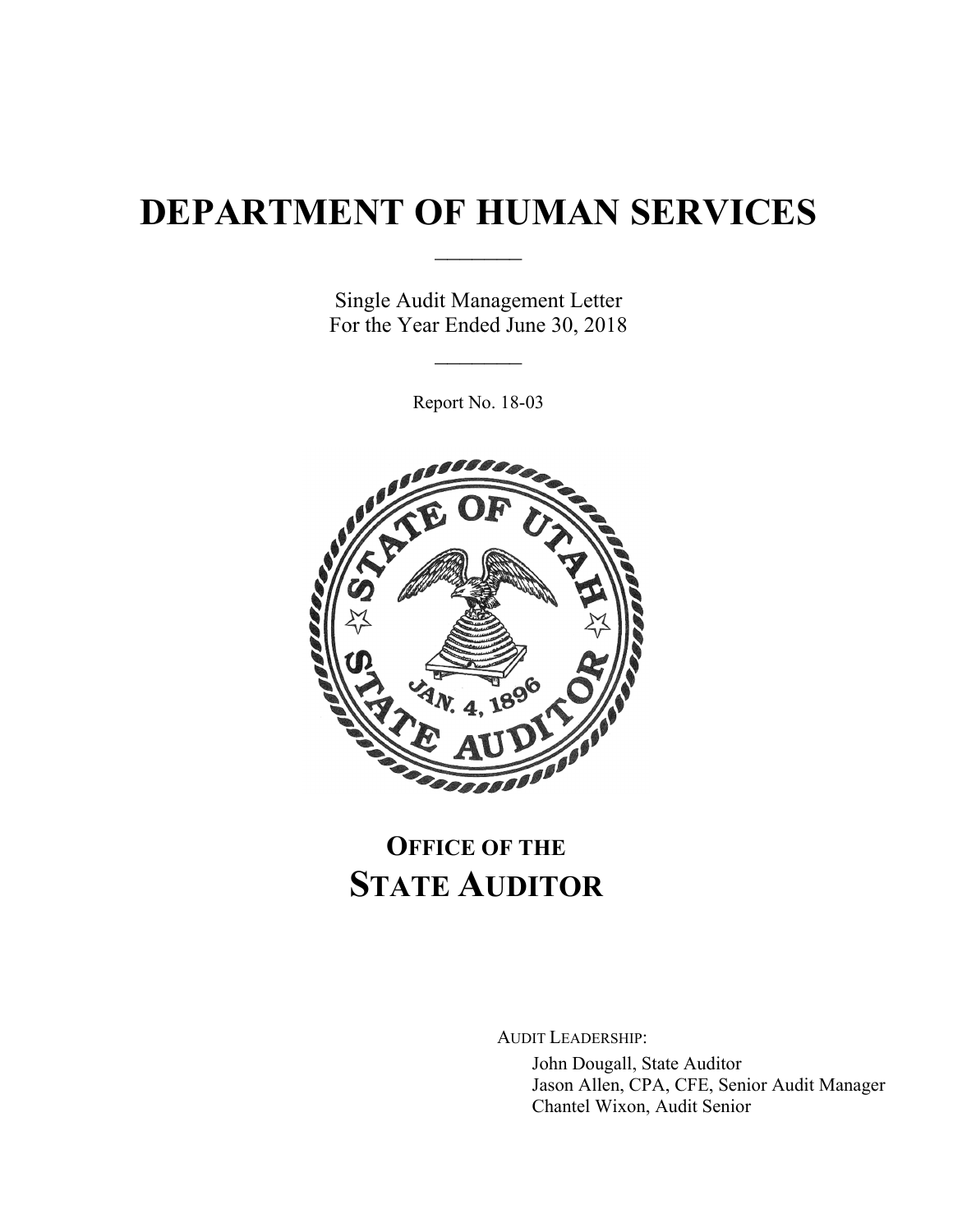# DEPARTMENT OF HUMAN SERVICES

Single Audit Management Letter
For the Year Ended June 30, 2018

Report No. 18-03

## OFFICE OF THE STATE AUDITOR

AUDIT LEADERSHIP:

John Dougall, State Auditor
Jason Allen, CPA, CFE, Senior Audit Manager
Chantel Wixon, Audit Senior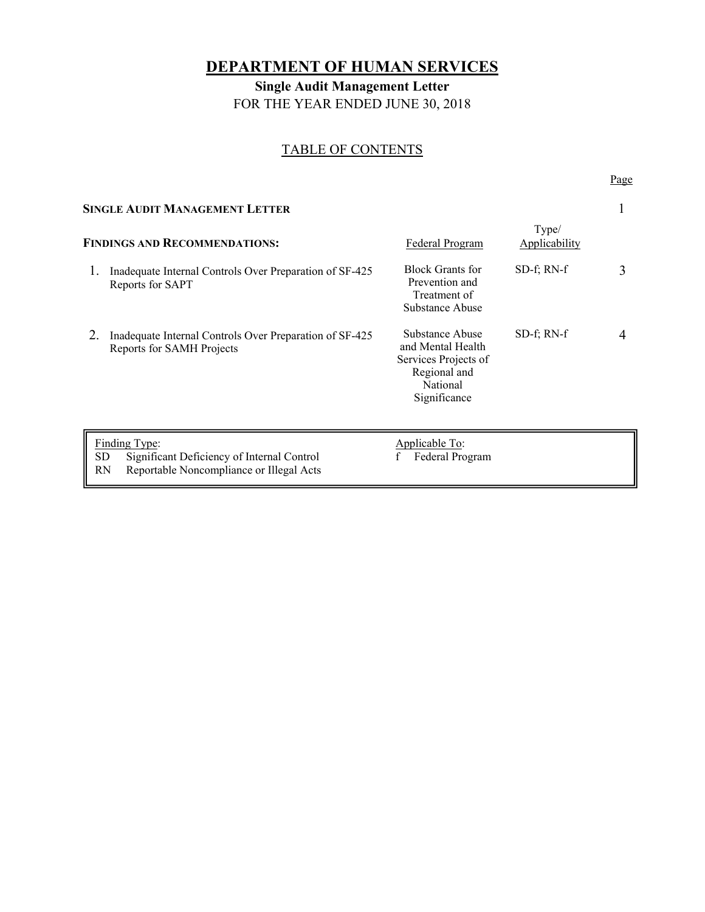# DEPARTMENT OF HUMAN SERVICES

## Single Audit Management Letter

FOR THE YEAR ENDED JUNE 30, 2018

### TABLE OF CONTENTS

| | | | Page |
|---|---|---|---|
| **SINGLE AUDIT MANAGEMENT LETTER** | | | 1 |
| **FINDINGS AND RECOMMENDATIONS:** | Federal Program | Type/ Applicability | |
| 1. Inadequate Internal Controls Over Preparation of SF-425 Reports for SAPT | Block Grants for Prevention and Treatment of Substance Abuse | SD-f; RN-f | 3 |
| 2. Inadequate Internal Controls Over Preparation of SF-425 Reports for SAMH Projects | Substance Abuse and Mental Health Services Projects of Regional and National Significance | SD-f; RN-f | 4 |

| Finding Type: | Applicable To: |
|---|---|
| SD Significant Deficiency of Internal Control | f Federal Program |
| RN Reportable Noncompliance or Illegal Acts | |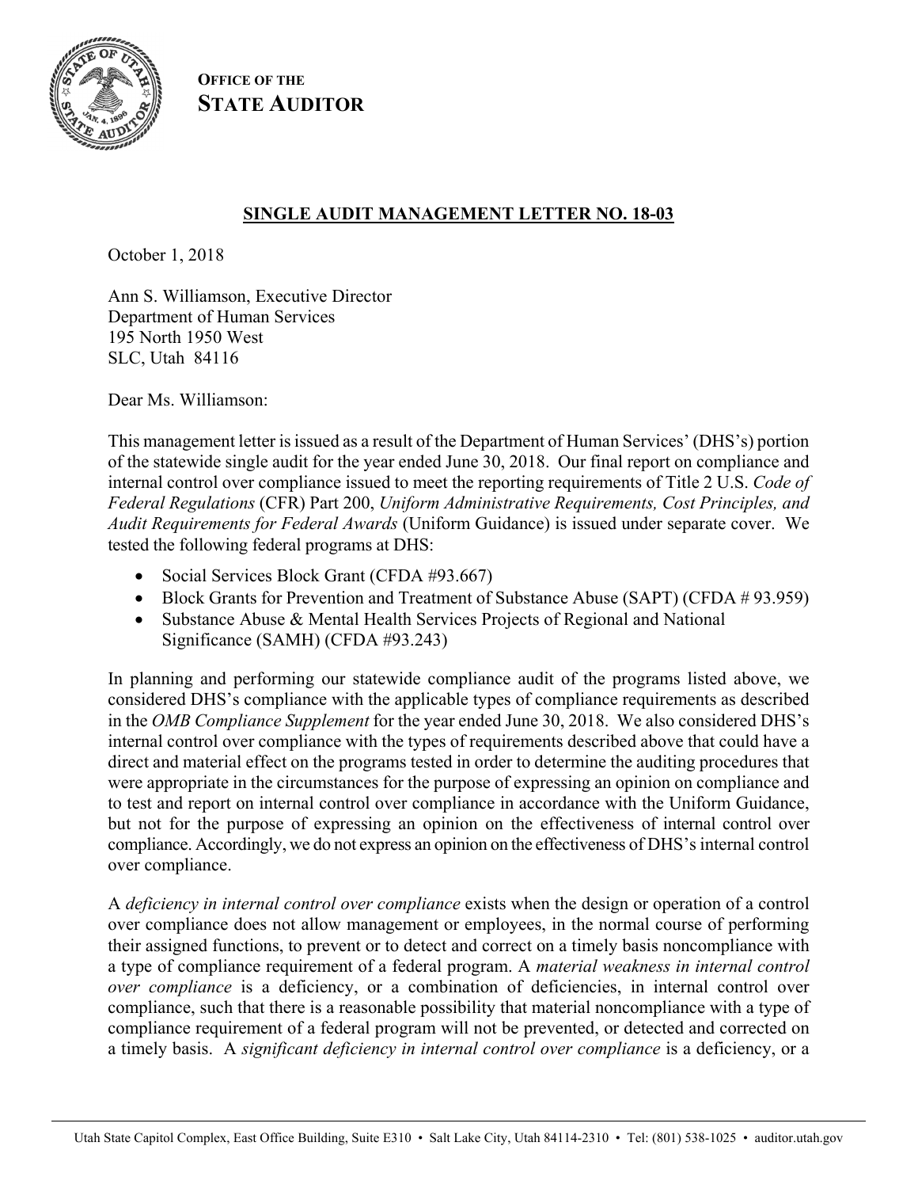**OFFICE OF THE**
**STATE AUDITOR**

## SINGLE AUDIT MANAGEMENT LETTER NO. 18-03

October 1, 2018

Ann S. Williamson, Executive Director
Department of Human Services
195 North 1950 West
SLC, Utah 84116

Dear Ms. Williamson:

This management letter is issued as a result of the Department of Human Services' (DHS's) portion of the statewide single audit for the year ended June 30, 2018. Our final report on compliance and internal control over compliance issued to meet the reporting requirements of Title 2 U.S. *Code of Federal Regulations* (CFR) Part 200, *Uniform Administrative Requirements, Cost Principles, and Audit Requirements for Federal Awards* (Uniform Guidance) is issued under separate cover. We tested the following federal programs at DHS:

- Social Services Block Grant (CFDA #93.667)
- Block Grants for Prevention and Treatment of Substance Abuse (SAPT) (CFDA # 93.959)
- Substance Abuse & Mental Health Services Projects of Regional and National Significance (SAMH) (CFDA #93.243)

In planning and performing our statewide compliance audit of the programs listed above, we considered DHS's compliance with the applicable types of compliance requirements as described in the *OMB Compliance Supplement* for the year ended June 30, 2018. We also considered DHS's internal control over compliance with the types of requirements described above that could have a direct and material effect on the programs tested in order to determine the auditing procedures that were appropriate in the circumstances for the purpose of expressing an opinion on compliance and to test and report on internal control over compliance in accordance with the Uniform Guidance, but not for the purpose of expressing an opinion on the effectiveness of internal control over compliance. Accordingly, we do not express an opinion on the effectiveness of DHS's internal control over compliance.

A *deficiency in internal control over compliance* exists when the design or operation of a control over compliance does not allow management or employees, in the normal course of performing their assigned functions, to prevent or to detect and correct on a timely basis noncompliance with a type of compliance requirement of a federal program. A *material weakness in internal control over compliance* is a deficiency, or a combination of deficiencies, in internal control over compliance, such that there is a reasonable possibility that material noncompliance with a type of compliance requirement of a federal program will not be prevented, or detected and corrected on a timely basis. A *significant deficiency in internal control over compliance* is a deficiency, or a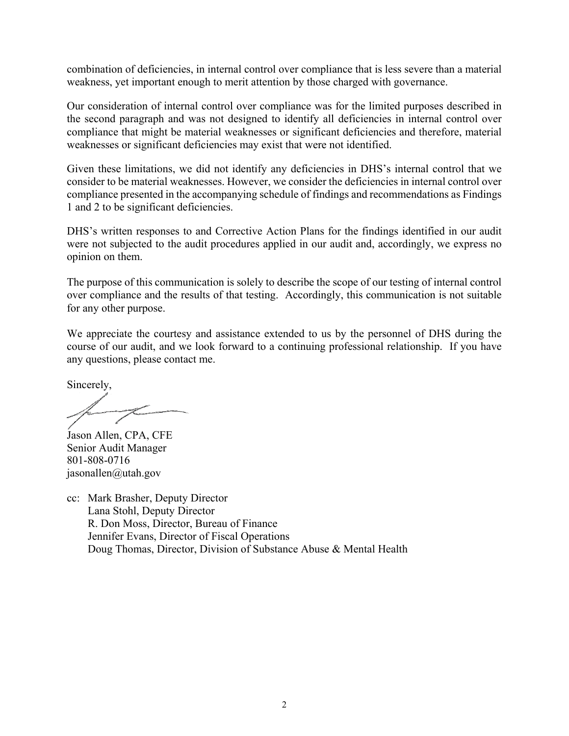combination of deficiencies, in internal control over compliance that is less severe than a material weakness, yet important enough to merit attention by those charged with governance.

Our consideration of internal control over compliance was for the limited purposes described in the second paragraph and was not designed to identify all deficiencies in internal control over compliance that might be material weaknesses or significant deficiencies and therefore, material weaknesses or significant deficiencies may exist that were not identified.

Given these limitations, we did not identify any deficiencies in DHS's internal control that we consider to be material weaknesses. However, we consider the deficiencies in internal control over compliance presented in the accompanying schedule of findings and recommendations as Findings 1 and 2 to be significant deficiencies.

DHS's written responses to and Corrective Action Plans for the findings identified in our audit were not subjected to the audit procedures applied in our audit and, accordingly, we express no opinion on them.

The purpose of this communication is solely to describe the scope of our testing of internal control over compliance and the results of that testing. Accordingly, this communication is not suitable for any other purpose.

We appreciate the courtesy and assistance extended to us by the personnel of DHS during the course of our audit, and we look forward to a continuing professional relationship. If you have any questions, please contact me.

Sincerely,

Jason Allen, CPA, CFE
Senior Audit Manager
801-808-0716
jasonallen@utah.gov

cc: Mark Brasher, Deputy Director
Lana Stohl, Deputy Director
R. Don Moss, Director, Bureau of Finance
Jennifer Evans, Director of Fiscal Operations
Doug Thomas, Director, Division of Substance Abuse & Mental Health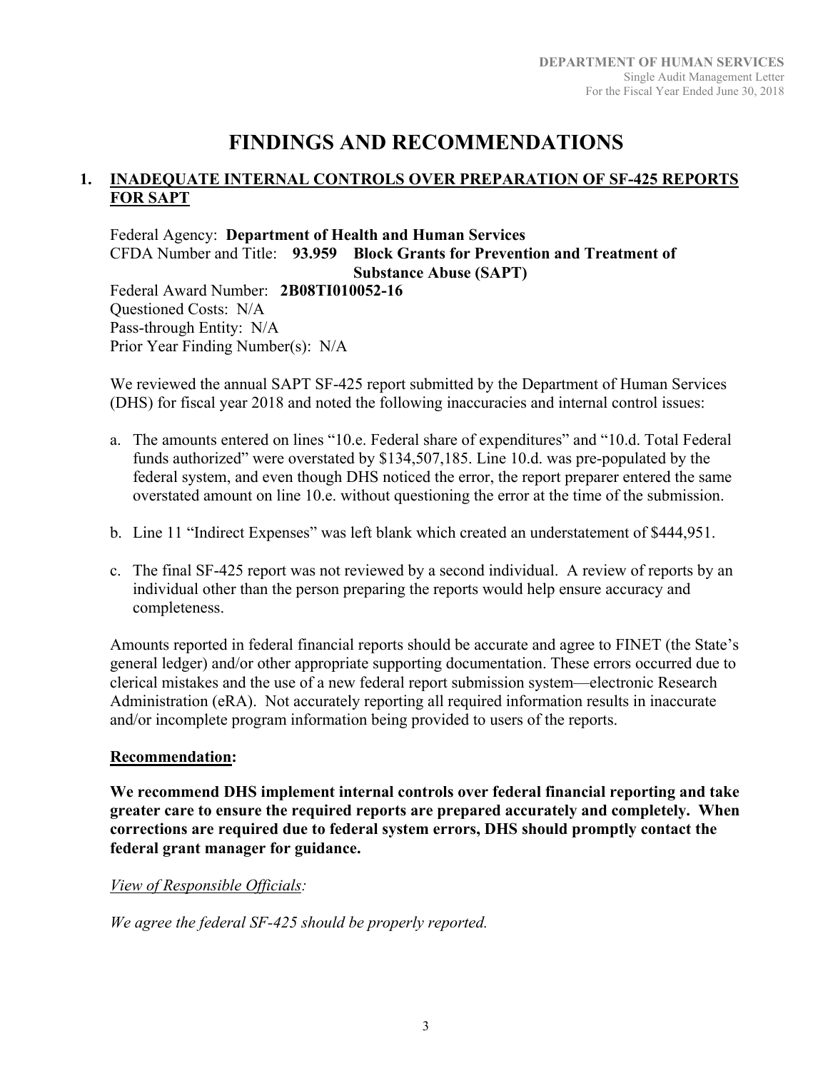# FINDINGS AND RECOMMENDATIONS

## 1. INADEQUATE INTERNAL CONTROLS OVER PREPARATION OF SF-425 REPORTS FOR SAPT

Federal Agency: **Department of Health and Human Services**
CFDA Number and Title: **93.959 Block Grants for Prevention and Treatment of Substance Abuse (SAPT)**
Federal Award Number: **2B08TI010052-16**
Questioned Costs: N/A
Pass-through Entity: N/A
Prior Year Finding Number(s): N/A

We reviewed the annual SAPT SF-425 report submitted by the Department of Human Services (DHS) for fiscal year 2018 and noted the following inaccuracies and internal control issues:

a. The amounts entered on lines "10.e. Federal share of expenditures" and "10.d. Total Federal funds authorized" were overstated by $134,507,185. Line 10.d. was pre-populated by the federal system, and even though DHS noticed the error, the report preparer entered the same overstated amount on line 10.e. without questioning the error at the time of the submission.

b. Line 11 "Indirect Expenses" was left blank which created an understatement of $444,951.

c. The final SF-425 report was not reviewed by a second individual. A review of reports by an individual other than the person preparing the reports would help ensure accuracy and completeness.

Amounts reported in federal financial reports should be accurate and agree to FINET (the State's general ledger) and/or other appropriate supporting documentation. These errors occurred due to clerical mistakes and the use of a new federal report submission system—electronic Research Administration (eRA). Not accurately reporting all required information results in inaccurate and/or incomplete program information being provided to users of the reports.

**Recommendation:**

**We recommend DHS implement internal controls over federal financial reporting and take greater care to ensure the required reports are prepared accurately and completely. When corrections are required due to federal system errors, DHS should promptly contact the federal grant manager for guidance.**

*View of Responsible Officials:*

*We agree the federal SF-425 should be properly reported.*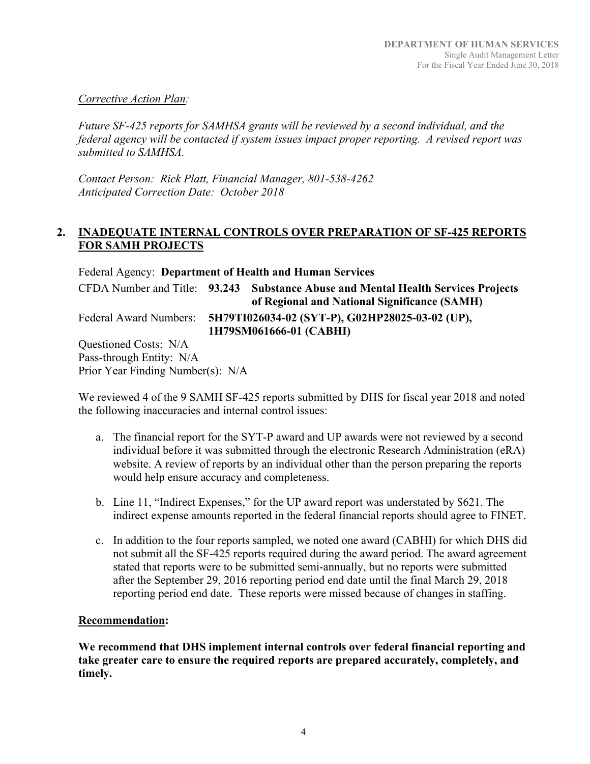*Corrective Action Plan:*

*Future SF-425 reports for SAMHSA grants will be reviewed by a second individual, and the federal agency will be contacted if system issues impact proper reporting. A revised report was submitted to SAMHSA.*

*Contact Person: Rick Platt, Financial Manager, 801-538-4262*
*Anticipated Correction Date: October 2018*

## 2. INADEQUATE INTERNAL CONTROLS OVER PREPARATION OF SF-425 REPORTS FOR SAMH PROJECTS

Federal Agency: **Department of Health and Human Services**
CFDA Number and Title: **93.243 Substance Abuse and Mental Health Services Projects of Regional and National Significance (SAMH)**
Federal Award Numbers: **5H79TI026034-02 (SYT-P), G02HP28025-03-02 (UP), 1H79SM061666-01 (CABHI)**
Questioned Costs: N/A
Pass-through Entity: N/A
Prior Year Finding Number(s): N/A

We reviewed 4 of the 9 SAMH SF-425 reports submitted by DHS for fiscal year 2018 and noted the following inaccuracies and internal control issues:

a. The financial report for the SYT-P award and UP awards were not reviewed by a second individual before it was submitted through the electronic Research Administration (eRA) website. A review of reports by an individual other than the person preparing the reports would help ensure accuracy and completeness.

b. Line 11, "Indirect Expenses," for the UP award report was understated by $621. The indirect expense amounts reported in the federal financial reports should agree to FINET.

c. In addition to the four reports sampled, we noted one award (CABHI) for which DHS did not submit all the SF-425 reports required during the award period. The award agreement stated that reports were to be submitted semi-annually, but no reports were submitted after the September 29, 2016 reporting period end date until the final March 29, 2018 reporting period end date. These reports were missed because of changes in staffing.

**Recommendation:**

**We recommend that DHS implement internal controls over federal financial reporting and take greater care to ensure the required reports are prepared accurately, completely, and timely.**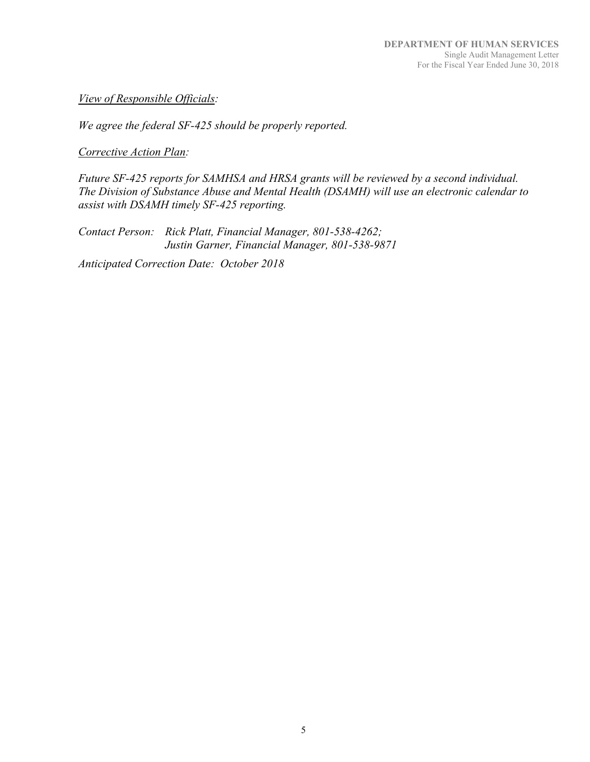*View of Responsible Officials:*

*We agree the federal SF-425 should be properly reported.*

*Corrective Action Plan:*

*Future SF-425 reports for SAMHSA and HRSA grants will be reviewed by a second individual. The Division of Substance Abuse and Mental Health (DSAMH) will use an electronic calendar to assist with DSAMH timely SF-425 reporting.*

*Contact Person: Rick Platt, Financial Manager, 801-538-4262;*
*Justin Garner, Financial Manager, 801-538-9871*

*Anticipated Correction Date: October 2018*